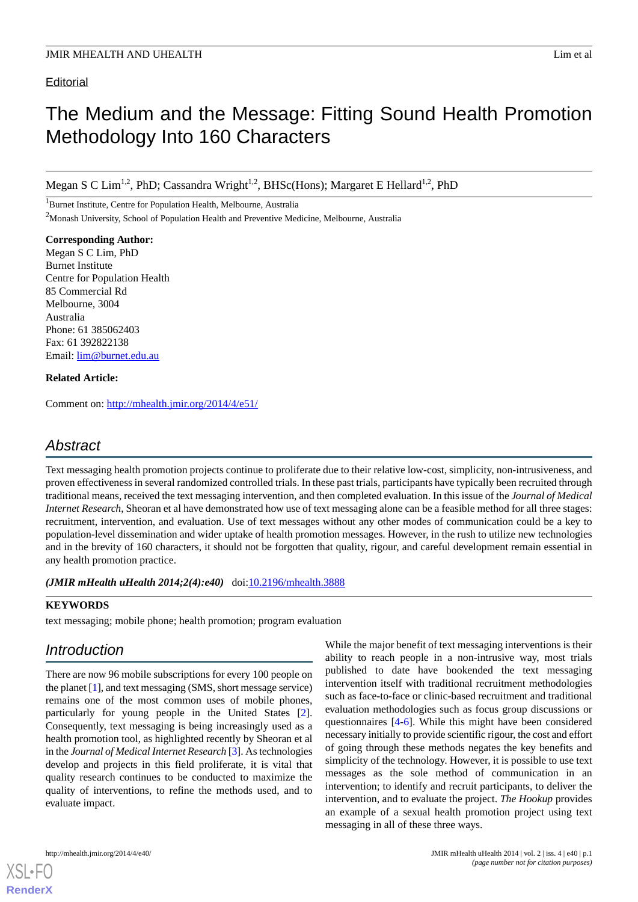Editorial

# The Medium and the Message: Fitting Sound Health Promotion Methodology Into 160 Characters

Megan S C Lim[1,2], PhD; Cassandra Wright[1,2], BHSc(Hons); Margaret E Hellard[1,2], PhD

[1]Burnet Institute, Centre for Population Health, Melbourne, Australia

[2]Monash University, School of Population Health and Preventive Medicine, Melbourne, Australia

**Corresponding Author:**
Megan S C Lim, PhD
Burnet Institute
Centre for Population Health
85 Commercial Rd
Melbourne, 3004
Australia
Phone: 61 385062403
Fax: 61 392822138
Email: lim@burnet.edu.au

**Related Article:**

Comment on: http://mhealth.jmir.org/2014/4/e51/

## Abstract

Text messaging health promotion projects continue to proliferate due to their relative low-cost, simplicity, non-intrusiveness, and proven effectiveness in several randomized controlled trials. In these past trials, participants have typically been recruited through traditional means, received the text messaging intervention, and then completed evaluation. In this issue of the *Journal of Medical Internet Research*, Sheoran et al have demonstrated how use of text messaging alone can be a feasible method for all three stages: recruitment, intervention, and evaluation. Use of text messages without any other modes of communication could be a key to population-level dissemination and wider uptake of health promotion messages. However, in the rush to utilize new technologies and in the brevity of 160 characters, it should not be forgotten that quality, rigour, and careful development remain essential in any health promotion practice.

***(JMIR mHealth uHealth 2014;2(4):e40)*** doi:10.2196/mhealth.3888

**KEYWORDS**

text messaging; mobile phone; health promotion; program evaluation

## Introduction

There are now 96 mobile subscriptions for every 100 people on the planet [1], and text messaging (SMS, short message service) remains one of the most common uses of mobile phones, particularly for young people in the United States [2]. Consequently, text messaging is being increasingly used as a health promotion tool, as highlighted recently by Sheoran et al in the *Journal of Medical Internet Research* [3]. As technologies develop and projects in this field proliferate, it is vital that quality research continues to be conducted to maximize the quality of interventions, to refine the methods used, and to evaluate impact.

While the major benefit of text messaging interventions is their ability to reach people in a non-intrusive way, most trials published to date have bookended the text messaging intervention itself with traditional recruitment methodologies such as face-to-face or clinic-based recruitment and traditional evaluation methodologies such as focus group discussions or questionnaires [4-6]. While this might have been considered necessary initially to provide scientific rigour, the cost and effort of going through these methods negates the key benefits and simplicity of the technology. However, it is possible to use text messages as the sole method of communication in an intervention; to identify and recruit participants, to deliver the intervention, and to evaluate the project. *The Hookup* provides an example of a sexual health promotion project using text messaging in all of these three ways.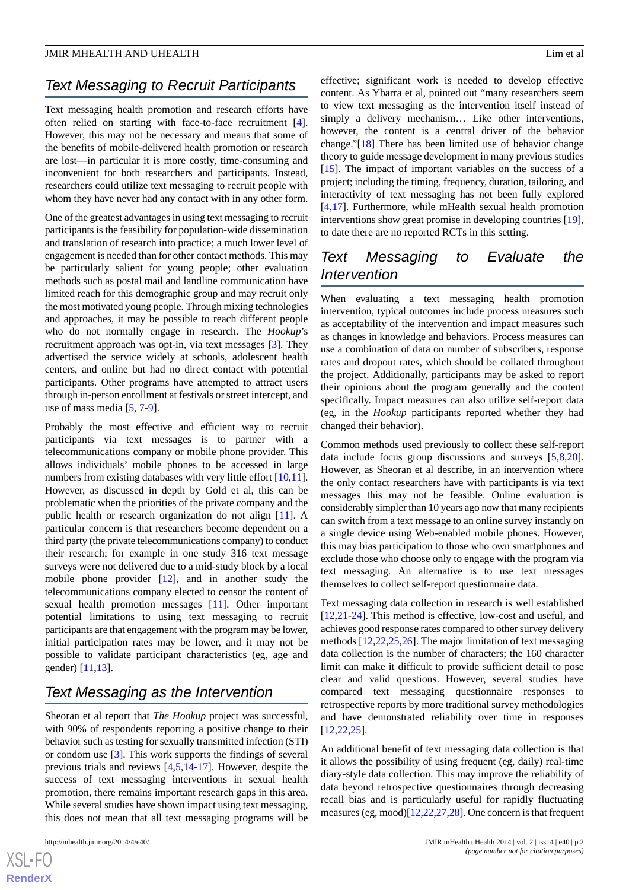## Text Messaging to Recruit Participants

Text messaging health promotion and research efforts have often relied on starting with face-to-face recruitment [4]. However, this may not be necessary and means that some of the benefits of mobile-delivered health promotion or research are lost—in particular it is more costly, time-consuming and inconvenient for both researchers and participants. Instead, researchers could utilize text messaging to recruit people with whom they have never had any contact with in any other form.

One of the greatest advantages in using text messaging to recruit participants is the feasibility for population-wide dissemination and translation of research into practice; a much lower level of engagement is needed than for other contact methods. This may be particularly salient for young people; other evaluation methods such as postal mail and landline communication have limited reach for this demographic group and may recruit only the most motivated young people. Through mixing technologies and approaches, it may be possible to reach different people who do not normally engage in research. The *Hookup*'s recruitment approach was opt-in, via text messages [3]. They advertised the service widely at schools, adolescent health centers, and online but had no direct contact with potential participants. Other programs have attempted to attract users through in-person enrollment at festivals or street intercept, and use of mass media [5, 7-9].

Probably the most effective and efficient way to recruit participants via text messages is to partner with a telecommunications company or mobile phone provider. This allows individuals' mobile phones to be accessed in large numbers from existing databases with very little effort [10,11]. However, as discussed in depth by Gold et al, this can be problematic when the priorities of the private company and the public health or research organization do not align [11]. A particular concern is that researchers become dependent on a third party (the private telecommunications company) to conduct their research; for example in one study 316 text message surveys were not delivered due to a mid-study block by a local mobile phone provider [12], and in another study the telecommunications company elected to censor the content of sexual health promotion messages [11]. Other important potential limitations to using text messaging to recruit participants are that engagement with the program may be lower, initial participation rates may be lower, and it may not be possible to validate participant characteristics (eg, age and gender) [11,13].

## Text Messaging as the Intervention

Sheoran et al report that *The Hookup* project was successful, with 90% of respondents reporting a positive change to their behavior such as testing for sexually transmitted infection (STI) or condom use [3]. This work supports the findings of several previous trials and reviews [4,5,14-17]. However, despite the success of text messaging interventions in sexual health promotion, there remains important research gaps in this area. While several studies have shown impact using text messaging, this does not mean that all text messaging programs will be effective; significant work is needed to develop effective content. As Ybarra et al, pointed out "many researchers seem to view text messaging as the intervention itself instead of simply a delivery mechanism… Like other interventions, however, the content is a central driver of the behavior change."[18] There has been limited use of behavior change theory to guide message development in many previous studies [15]. The impact of important variables on the success of a project; including the timing, frequency, duration, tailoring, and interactivity of text messaging has not been fully explored [4,17]. Furthermore, while mHealth sexual health promotion interventions show great promise in developing countries [19], to date there are no reported RCTs in this setting.

## Text Messaging to Evaluate the Intervention

When evaluating a text messaging health promotion intervention, typical outcomes include process measures such as acceptability of the intervention and impact measures such as changes in knowledge and behaviors. Process measures can use a combination of data on number of subscribers, response rates and dropout rates, which should be collated throughout the project. Additionally, participants may be asked to report their opinions about the program generally and the content specifically. Impact measures can also utilize self-report data (eg, in the *Hookup* participants reported whether they had changed their behavior).

Common methods used previously to collect these self-report data include focus group discussions and surveys [5,8,20]. However, as Sheoran et al describe, in an intervention where the only contact researchers have with participants is via text messages this may not be feasible. Online evaluation is considerably simpler than 10 years ago now that many recipients can switch from a text message to an online survey instantly on a single device using Web-enabled mobile phones. However, this may bias participation to those who own smartphones and exclude those who choose only to engage with the program via text messaging. An alternative is to use text messages themselves to collect self-report questionnaire data.

Text messaging data collection in research is well established [12,21-24]. This method is effective, low-cost and useful, and achieves good response rates compared to other survey delivery methods [12,22,25,26]. The major limitation of text messaging data collection is the number of characters; the 160 character limit can make it difficult to provide sufficient detail to pose clear and valid questions. However, several studies have compared text messaging questionnaire responses to retrospective reports by more traditional survey methodologies and have demonstrated reliability over time in responses [12,22,25].

An additional benefit of text messaging data collection is that it allows the possibility of using frequent (eg, daily) real-time diary-style data collection. This may improve the reliability of data beyond retrospective questionnaires through decreasing recall bias and is particularly useful for rapidly fluctuating measures (eg, mood)[12,22,27,28]. One concern is that frequent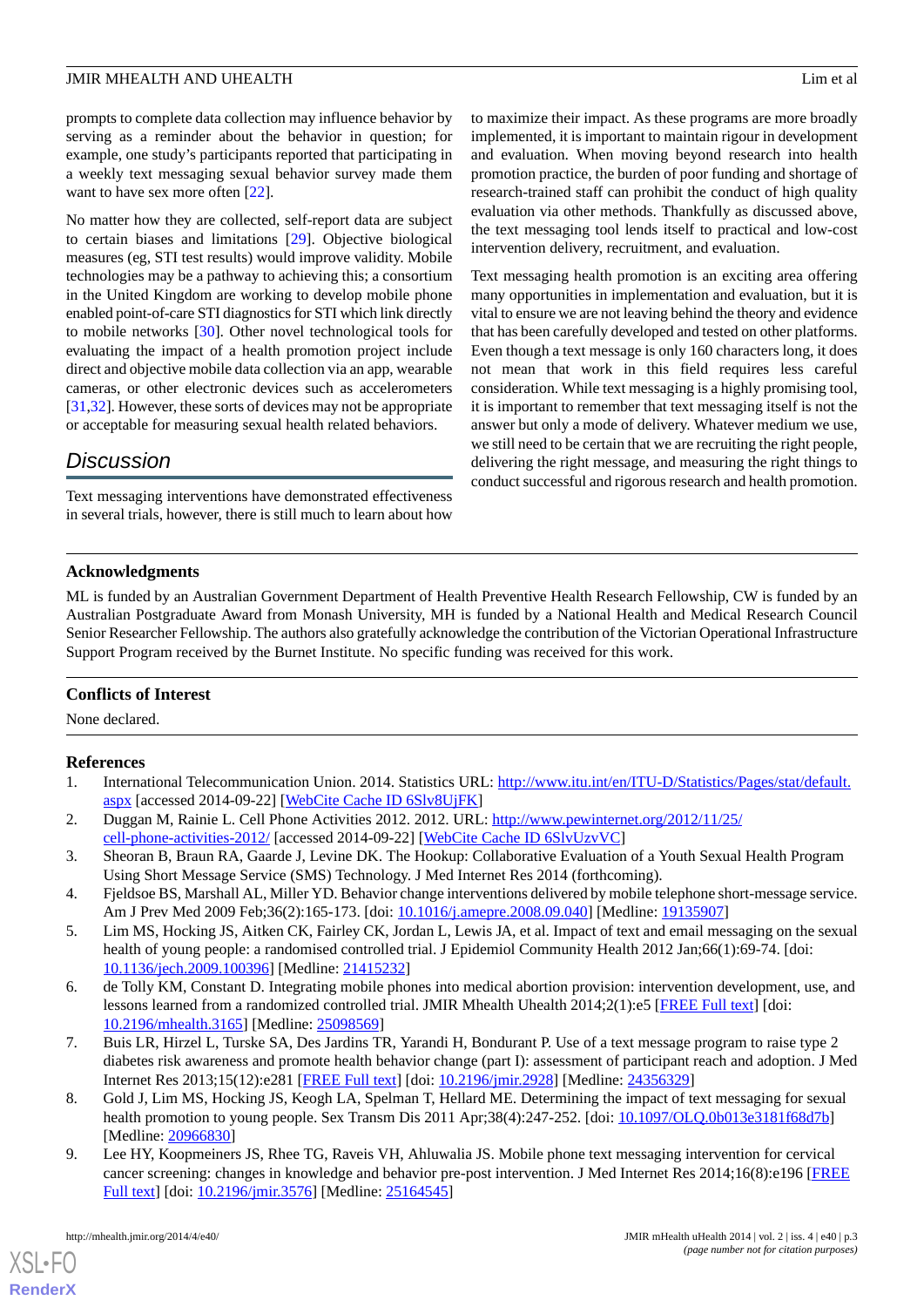prompts to complete data collection may influence behavior by serving as a reminder about the behavior in question; for example, one study's participants reported that participating in a weekly text messaging sexual behavior survey made them want to have sex more often [22].

No matter how they are collected, self-report data are subject to certain biases and limitations [29]. Objective biological measures (eg, STI test results) would improve validity. Mobile technologies may be a pathway to achieving this; a consortium in the United Kingdom are working to develop mobile phone enabled point-of-care STI diagnostics for STI which link directly to mobile networks [30]. Other novel technological tools for evaluating the impact of a health promotion project include direct and objective mobile data collection via an app, wearable cameras, or other electronic devices such as accelerometers [31,32]. However, these sorts of devices may not be appropriate or acceptable for measuring sexual health related behaviors.

## Discussion

Text messaging interventions have demonstrated effectiveness in several trials, however, there is still much to learn about how to maximize their impact. As these programs are more broadly implemented, it is important to maintain rigour in development and evaluation. When moving beyond research into health promotion practice, the burden of poor funding and shortage of research-trained staff can prohibit the conduct of high quality evaluation via other methods. Thankfully as discussed above, the text messaging tool lends itself to practical and low-cost intervention delivery, recruitment, and evaluation.

Text messaging health promotion is an exciting area offering many opportunities in implementation and evaluation, but it is vital to ensure we are not leaving behind the theory and evidence that has been carefully developed and tested on other platforms. Even though a text message is only 160 characters long, it does not mean that work in this field requires less careful consideration. While text messaging is a highly promising tool, it is important to remember that text messaging itself is not the answer but only a mode of delivery. Whatever medium we use, we still need to be certain that we are recruiting the right people, delivering the right message, and measuring the right things to conduct successful and rigorous research and health promotion.

### Acknowledgments

ML is funded by an Australian Government Department of Health Preventive Health Research Fellowship, CW is funded by an Australian Postgraduate Award from Monash University, MH is funded by a National Health and Medical Research Council Senior Researcher Fellowship. The authors also gratefully acknowledge the contribution of the Victorian Operational Infrastructure Support Program received by the Burnet Institute. No specific funding was received for this work.

### Conflicts of Interest

None declared.

### References

1. International Telecommunication Union. 2014. Statistics URL: http://www.itu.int/en/ITU-D/Statistics/Pages/stat/default.aspx [accessed 2014-09-22] [WebCite Cache ID 6Slv8UjFK]
2. Duggan M, Rainie L. Cell Phone Activities 2012. 2012. URL: http://www.pewinternet.org/2012/11/25/cell-phone-activities-2012/ [accessed 2014-09-22] [WebCite Cache ID 6SlvUzvVC]
3. Sheoran B, Braun RA, Gaarde J, Levine DK. The Hookup: Collaborative Evaluation of a Youth Sexual Health Program Using Short Message Service (SMS) Technology. J Med Internet Res 2014 (forthcoming).
4. Fjeldsoe BS, Marshall AL, Miller YD. Behavior change interventions delivered by mobile telephone short-message service. Am J Prev Med 2009 Feb;36(2):165-173. [doi: 10.1016/j.amepre.2008.09.040] [Medline: 19135907]
5. Lim MS, Hocking JS, Aitken CK, Fairley CK, Jordan L, Lewis JA, et al. Impact of text and email messaging on the sexual health of young people: a randomised controlled trial. J Epidemiol Community Health 2012 Jan;66(1):69-74. [doi: 10.1136/jech.2009.100396] [Medline: 21415232]
6. de Tolly KM, Constant D. Integrating mobile phones into medical abortion provision: intervention development, use, and lessons learned from a randomized controlled trial. JMIR Mhealth Uhealth 2014;2(1):e5 [FREE Full text] [doi: 10.2196/mhealth.3165] [Medline: 25098569]
7. Buis LR, Hirzel L, Turske SA, Des Jardins TR, Yarandi H, Bondurant P. Use of a text message program to raise type 2 diabetes risk awareness and promote health behavior change (part I): assessment of participant reach and adoption. J Med Internet Res 2013;15(12):e281 [FREE Full text] [doi: 10.2196/jmir.2928] [Medline: 24356329]
8. Gold J, Lim MS, Hocking JS, Keogh LA, Spelman T, Hellard ME. Determining the impact of text messaging for sexual health promotion to young people. Sex Transm Dis 2011 Apr;38(4):247-252. [doi: 10.1097/OLQ.0b013e3181f68d7b] [Medline: 20966830]
9. Lee HY, Koopmeiners JS, Rhee TG, Raveis VH, Ahluwalia JS. Mobile phone text messaging intervention for cervical cancer screening: changes in knowledge and behavior pre-post intervention. J Med Internet Res 2014;16(8):e196 [FREE Full text] [doi: 10.2196/jmir.3576] [Medline: 25164545]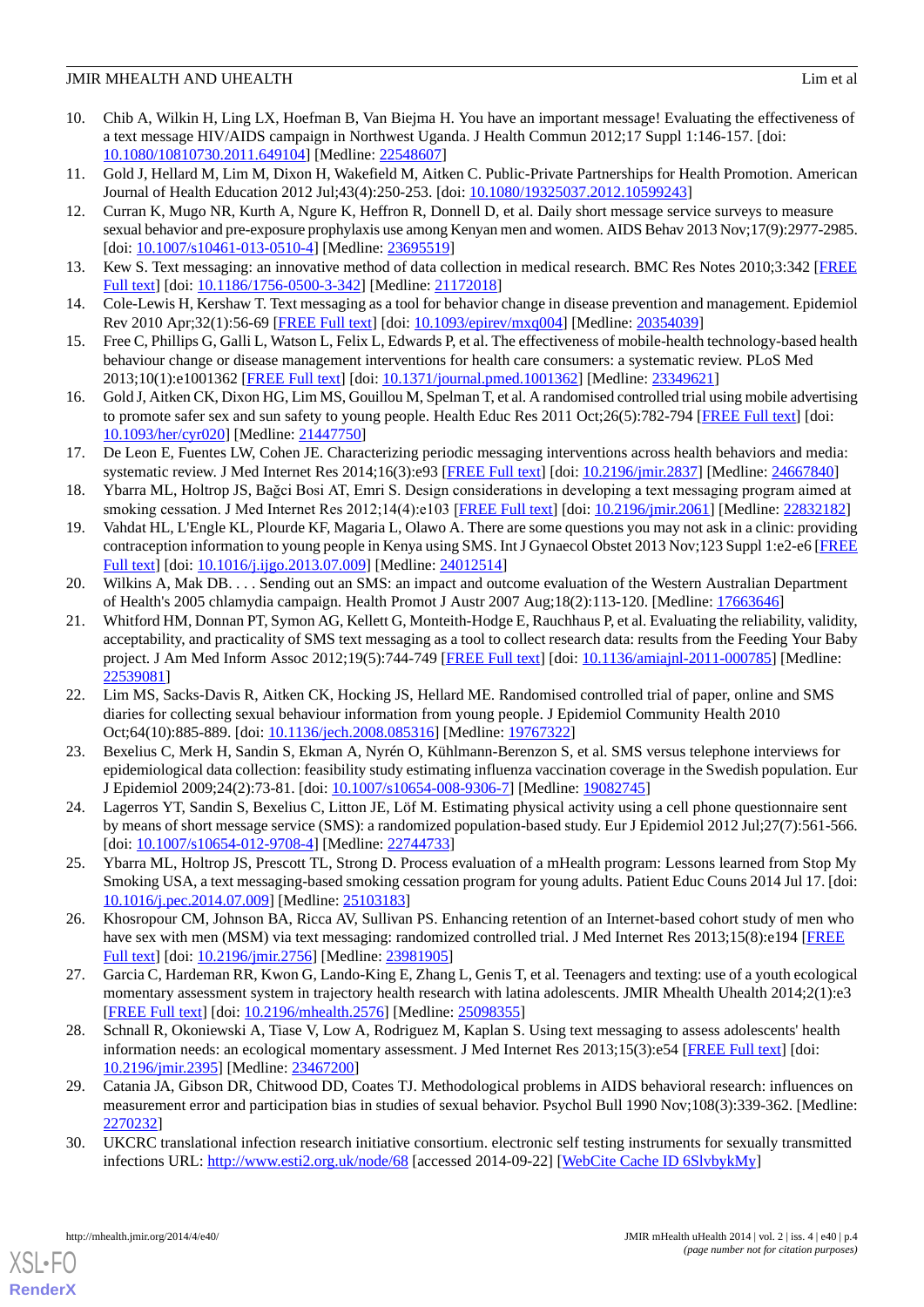10. Chib A, Wilkin H, Ling LX, Hoefman B, Van Biejma H. You have an important message! Evaluating the effectiveness of a text message HIV/AIDS campaign in Northwest Uganda. J Health Commun 2012;17 Suppl 1:146-157. [doi: 10.1080/10810730.2011.649104] [Medline: 22548607]
11. Gold J, Hellard M, Lim M, Dixon H, Wakefield M, Aitken C. Public-Private Partnerships for Health Promotion. American Journal of Health Education 2012 Jul;43(4):250-253. [doi: 10.1080/19325037.2012.10599243]
12. Curran K, Mugo NR, Kurth A, Ngure K, Heffron R, Donnell D, et al. Daily short message service surveys to measure sexual behavior and pre-exposure prophylaxis use among Kenyan men and women. AIDS Behav 2013 Nov;17(9):2977-2985. [doi: 10.1007/s10461-013-0510-4] [Medline: 23695519]
13. Kew S. Text messaging: an innovative method of data collection in medical research. BMC Res Notes 2010;3:342 [FREE Full text] [doi: 10.1186/1756-0500-3-342] [Medline: 21172018]
14. Cole-Lewis H, Kershaw T. Text messaging as a tool for behavior change in disease prevention and management. Epidemiol Rev 2010 Apr;32(1):56-69 [FREE Full text] [doi: 10.1093/epirev/mxq004] [Medline: 20354039]
15. Free C, Phillips G, Galli L, Watson L, Felix L, Edwards P, et al. The effectiveness of mobile-health technology-based health behaviour change or disease management interventions for health care consumers: a systematic review. PLoS Med 2013;10(1):e1001362 [FREE Full text] [doi: 10.1371/journal.pmed.1001362] [Medline: 23349621]
16. Gold J, Aitken CK, Dixon HG, Lim MS, Gouillou M, Spelman T, et al. A randomised controlled trial using mobile advertising to promote safer sex and sun safety to young people. Health Educ Res 2011 Oct;26(5):782-794 [FREE Full text] [doi: 10.1093/her/cyr020] [Medline: 21447750]
17. De Leon E, Fuentes LW, Cohen JE. Characterizing periodic messaging interventions across health behaviors and media: systematic review. J Med Internet Res 2014;16(3):e93 [FREE Full text] [doi: 10.2196/jmir.2837] [Medline: 24667840]
18. Ybarra ML, Holtrop JS, Bağci Bosi AT, Emri S. Design considerations in developing a text messaging program aimed at smoking cessation. J Med Internet Res 2012;14(4):e103 [FREE Full text] [doi: 10.2196/jmir.2061] [Medline: 22832182]
19. Vahdat HL, L'Engle KL, Plourde KF, Magaria L, Olawo A. There are some questions you may not ask in a clinic: providing contraception information to young people in Kenya using SMS. Int J Gynaecol Obstet 2013 Nov;123 Suppl 1:e2-e6 [FREE Full text] [doi: 10.1016/j.ijgo.2013.07.009] [Medline: 24012514]
20. Wilkins A, Mak DB. . . . Sending out an SMS: an impact and outcome evaluation of the Western Australian Department of Health's 2005 chlamydia campaign. Health Promot J Austr 2007 Aug;18(2):113-120. [Medline: 17663646]
21. Whitford HM, Donnan PT, Symon AG, Kellett G, Monteith-Hodge E, Rauchhaus P, et al. Evaluating the reliability, validity, acceptability, and practicality of SMS text messaging as a tool to collect research data: results from the Feeding Your Baby project. J Am Med Inform Assoc 2012;19(5):744-749 [FREE Full text] [doi: 10.1136/amiajnl-2011-000785] [Medline: 22539081]
22. Lim MS, Sacks-Davis R, Aitken CK, Hocking JS, Hellard ME. Randomised controlled trial of paper, online and SMS diaries for collecting sexual behaviour information from young people. J Epidemiol Community Health 2010 Oct;64(10):885-889. [doi: 10.1136/jech.2008.085316] [Medline: 19767322]
23. Bexelius C, Merk H, Sandin S, Ekman A, Nyrén O, Kühlmann-Berenzon S, et al. SMS versus telephone interviews for epidemiological data collection: feasibility study estimating influenza vaccination coverage in the Swedish population. Eur J Epidemiol 2009;24(2):73-81. [doi: 10.1007/s10654-008-9306-7] [Medline: 19082745]
24. Lagerros YT, Sandin S, Bexelius C, Litton JE, Löf M. Estimating physical activity using a cell phone questionnaire sent by means of short message service (SMS): a randomized population-based study. Eur J Epidemiol 2012 Jul;27(7):561-566. [doi: 10.1007/s10654-012-9708-4] [Medline: 22744733]
25. Ybarra ML, Holtrop JS, Prescott TL, Strong D. Process evaluation of a mHealth program: Lessons learned from Stop My Smoking USA, a text messaging-based smoking cessation program for young adults. Patient Educ Couns 2014 Jul 17. [doi: 10.1016/j.pec.2014.07.009] [Medline: 25103183]
26. Khosropour CM, Johnson BA, Ricca AV, Sullivan PS. Enhancing retention of an Internet-based cohort study of men who have sex with men (MSM) via text messaging: randomized controlled trial. J Med Internet Res 2013;15(8):e194 [FREE Full text] [doi: 10.2196/jmir.2756] [Medline: 23981905]
27. Garcia C, Hardeman RR, Kwon G, Lando-King E, Zhang L, Genis T, et al. Teenagers and texting: use of a youth ecological momentary assessment system in trajectory health research with latina adolescents. JMIR Mhealth Uhealth 2014;2(1):e3 [FREE Full text] [doi: 10.2196/mhealth.2576] [Medline: 25098355]
28. Schnall R, Okoniewski A, Tiase V, Low A, Rodriguez M, Kaplan S. Using text messaging to assess adolescents' health information needs: an ecological momentary assessment. J Med Internet Res 2013;15(3):e54 [FREE Full text] [doi: 10.2196/jmir.2395] [Medline: 23467200]
29. Catania JA, Gibson DR, Chitwood DD, Coates TJ. Methodological problems in AIDS behavioral research: influences on measurement error and participation bias in studies of sexual behavior. Psychol Bull 1990 Nov;108(3):339-362. [Medline: 2270232]
30. UKCRC translational infection research initiative consortium. electronic self testing instruments for sexually transmitted infections URL: http://www.esti2.org.uk/node/68 [accessed 2014-09-22] [WebCite Cache ID 6SlvbykMy]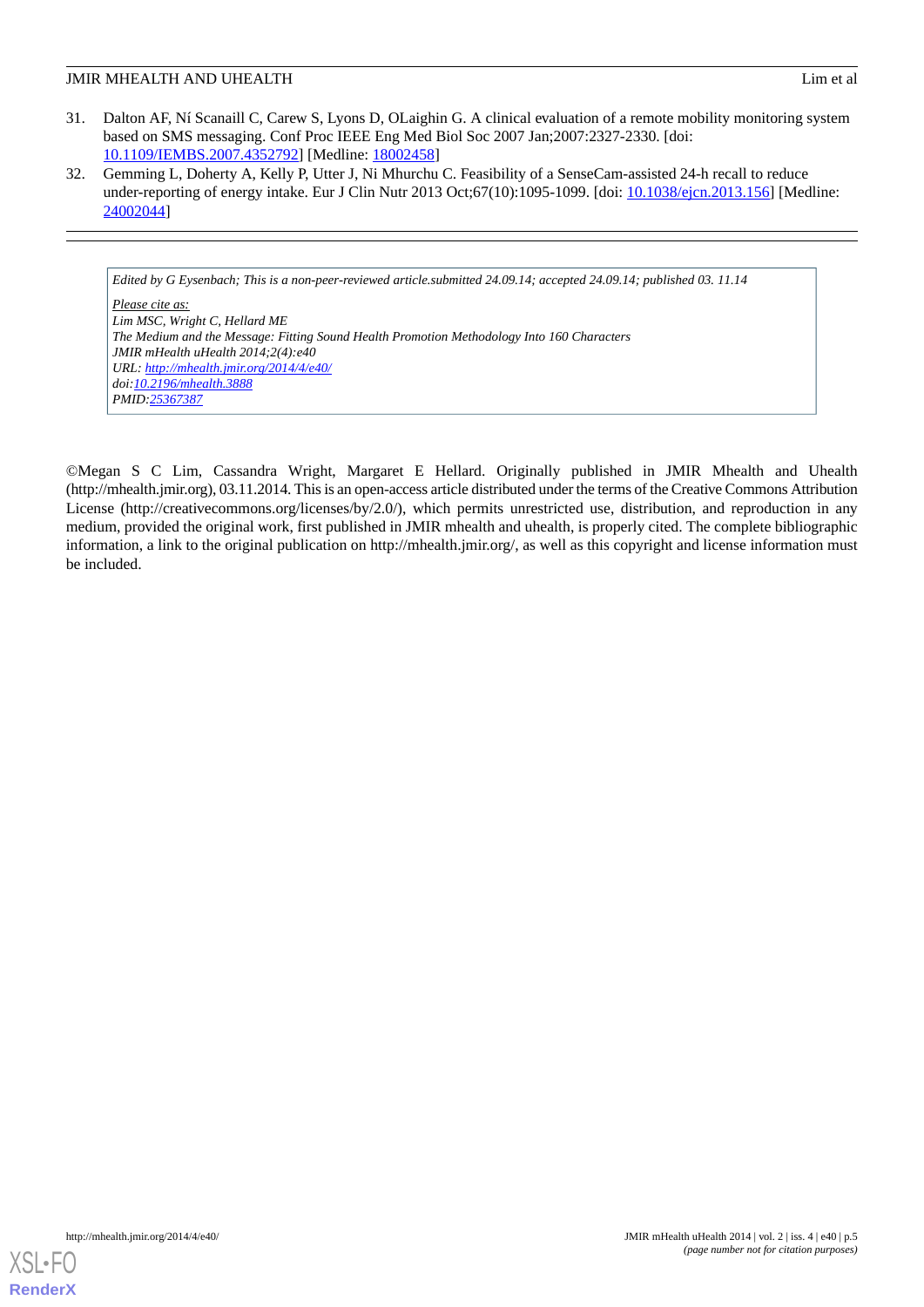31. Dalton AF, Ní Scanaill C, Carew S, Lyons D, OLaighin G. A clinical evaluation of a remote mobility monitoring system based on SMS messaging. Conf Proc IEEE Eng Med Biol Soc 2007 Jan;2007:2327-2330. [doi: 10.1109/IEMBS.2007.4352792] [Medline: 18002458]
32. Gemming L, Doherty A, Kelly P, Utter J, Ni Mhurchu C. Feasibility of a SenseCam-assisted 24-h recall to reduce under-reporting of energy intake. Eur J Clin Nutr 2013 Oct;67(10):1095-1099. [doi: 10.1038/ejcn.2013.156] [Medline: 24002044]

---

*Edited by G Eysenbach; This is a non-peer-reviewed article.submitted 24.09.14; accepted 24.09.14; published 03. 11.14*

*Please cite as:*
*Lim MSC, Wright C, Hellard ME*
*The Medium and the Message: Fitting Sound Health Promotion Methodology Into 160 Characters*
*JMIR mHealth uHealth 2014;2(4):e40*
*URL: http://mhealth.jmir.org/2014/4/e40/*
*doi:10.2196/mhealth.3888*
*PMID:25367387*

©Megan S C Lim, Cassandra Wright, Margaret E Hellard. Originally published in JMIR Mhealth and Uhealth (http://mhealth.jmir.org), 03.11.2014. This is an open-access article distributed under the terms of the Creative Commons Attribution License (http://creativecommons.org/licenses/by/2.0/), which permits unrestricted use, distribution, and reproduction in any medium, provided the original work, first published in JMIR mhealth and uhealth, is properly cited. The complete bibliographic information, a link to the original publication on http://mhealth.jmir.org/, as well as this copyright and license information must be included.